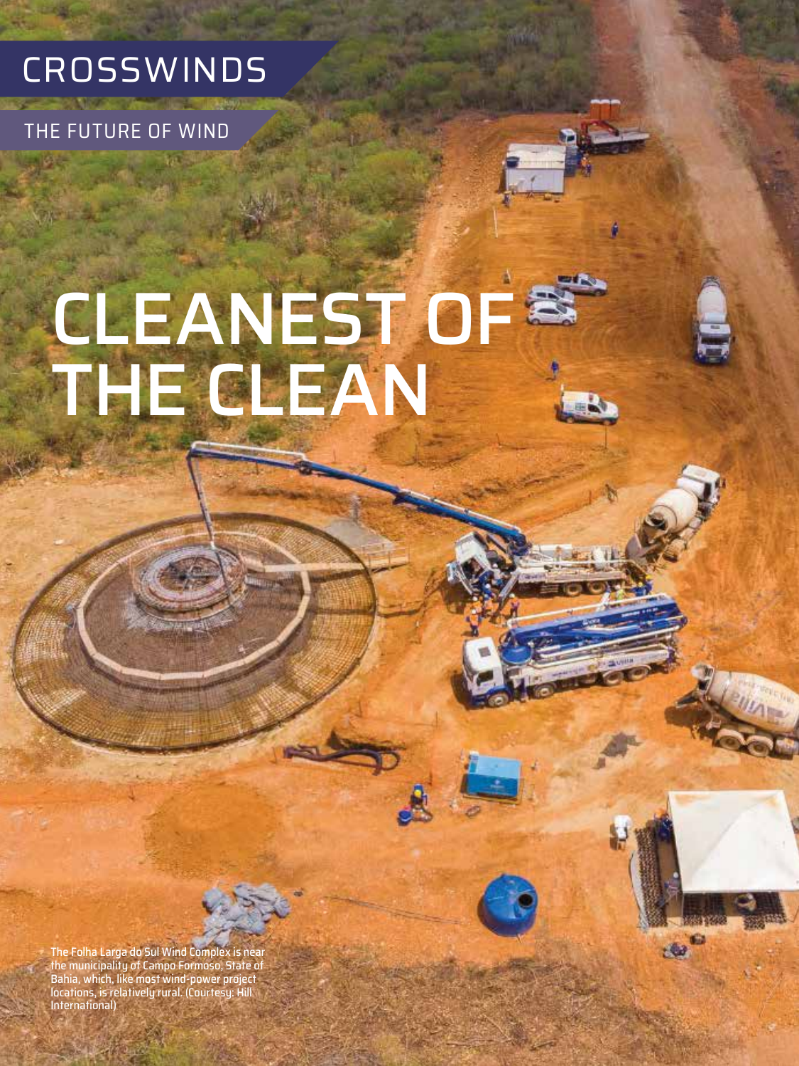CROSSWINDS

THE FUTURE OF WIND

# CLEANEST OF THE CLEAN

The Folha Larga do Sul Wind Complex is near the municipality of Campo Formoso, State of Bahia, which, like most wind-power project locations, is relatively rural. (Courtesy: Hill International)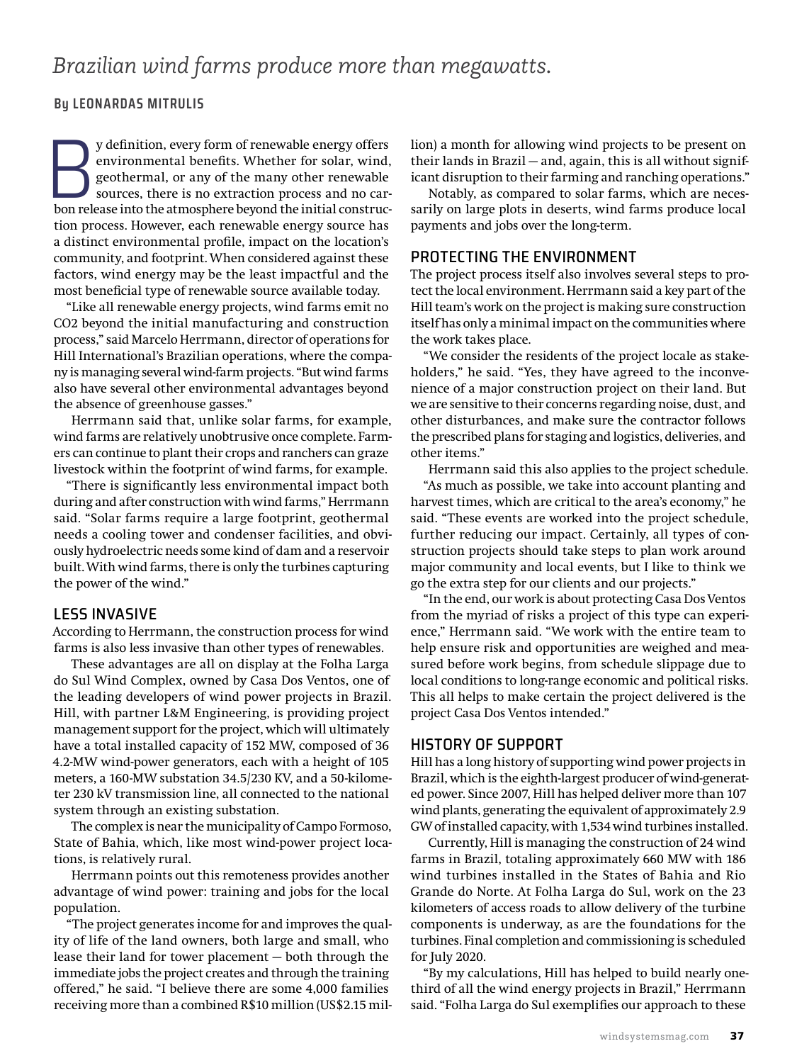*Brazilian wind farms produce more than megawatts.*

**By LEONARDAS MITRULIS**

By definition, every form of renewable energy offers environmental benefits. Whether for solar, wind, geothermal, or any of the many other renewable sources, there is no extraction process and no carbon release into the atmosphere beyond the initial construction process. However, each renewable energy source has a distinct environmental profile, impact on the location's community, and footprint. When considered against these factors, wind energy may be the least impactful and the most beneficial type of renewable source available today.

"Like all renewable energy projects, wind farms emit no CO2 beyond the initial manufacturing and construction process," said Marcelo Herrmann, director of operations for Hill International's Brazilian operations, where the company is managing several wind-farm projects. "But wind farms also have several other environmental advantages beyond the absence of greenhouse gasses."

Herrmann said that, unlike solar farms, for example, wind farms are relatively unobtrusive once complete. Farmers can continue to plant their crops and ranchers can graze livestock within the footprint of wind farms, for example.

"There is significantly less environmental impact both during and after construction with wind farms," Herrmann said. "Solar farms require a large footprint, geothermal needs a cooling tower and condenser facilities, and obviously hydroelectric needs some kind of dam and a reservoir built. With wind farms, there is only the turbines capturing the power of the wind."

## LESS INVASIVE

According to Herrmann, the construction process for wind farms is also less invasive than other types of renewables.

These advantages are all on display at the Folha Larga do Sul Wind Complex, owned by Casa Dos Ventos, one of the leading developers of wind power projects in Brazil. Hill, with partner L&M Engineering, is providing project management support for the project, which will ultimately have a total installed capacity of 152 MW, composed of 36 4.2-MW wind-power generators, each with a height of 105 meters, a 160-MW substation 34.5/230 KV, and a 50-kilometer 230 kV transmission line, all connected to the national system through an existing substation.

The complex is near the municipality of Campo Formoso, State of Bahia, which, like most wind-power project locations, is relatively rural.

Herrmann points out this remoteness provides another advantage of wind power: training and jobs for the local population.

"The project generates income for and improves the quality of life of the land owners, both large and small, who lease their land for tower placement — both through the immediate jobs the project creates and through the training offered," he said. "I believe there are some 4,000 families receiving more than a combined R$10 million (US$2.15 million) a month for allowing wind projects to be present on their lands in Brazil — and, again, this is all without significant disruption to their farming and ranching operations."

Notably, as compared to solar farms, which are necessarily on large plots in deserts, wind farms produce local payments and jobs over the long-term.

## PROTECTING THE ENVIRONMENT

The project process itself also involves several steps to protect the local environment. Herrmann said a key part of the Hill team's work on the project is making sure construction itself has only a minimal impact on the communities where the work takes place.

"We consider the residents of the project locale as stakeholders," he said. "Yes, they have agreed to the inconvenience of a major construction project on their land. But we are sensitive to their concerns regarding noise, dust, and other disturbances, and make sure the contractor follows the prescribed plans for staging and logistics, deliveries, and other items."

Herrmann said this also applies to the project schedule.

"As much as possible, we take into account planting and harvest times, which are critical to the area's economy," he said. "These events are worked into the project schedule, further reducing our impact. Certainly, all types of construction projects should take steps to plan work around major community and local events, but I like to think we go the extra step for our clients and our projects."

"In the end, our work is about protecting Casa Dos Ventos from the myriad of risks a project of this type can experience," Herrmann said. "We work with the entire team to help ensure risk and opportunities are weighed and measured before work begins, from schedule slippage due to local conditions to long-range economic and political risks. This all helps to make certain the project delivered is the project Casa Dos Ventos intended."

## HISTORY OF SUPPORT

Hill has a long history of supporting wind power projects in Brazil, which is the eighth-largest producer of wind-generated power. Since 2007, Hill has helped deliver more than 107 wind plants, generating the equivalent of approximately 2.9 GW of installed capacity, with 1,534 wind turbines installed.

Currently, Hill is managing the construction of 24 wind farms in Brazil, totaling approximately 660 MW with 186 wind turbines installed in the States of Bahia and Rio Grande do Norte. At Folha Larga do Sul, work on the 23 kilometers of access roads to allow delivery of the turbine components is underway, as are the foundations for the turbines. Final completion and commissioning is scheduled for July 2020.

"By my calculations, Hill has helped to build nearly one-third of all the wind energy projects in Brazil," Herrmann said. "Folha Larga do Sul exemplifies our approach to these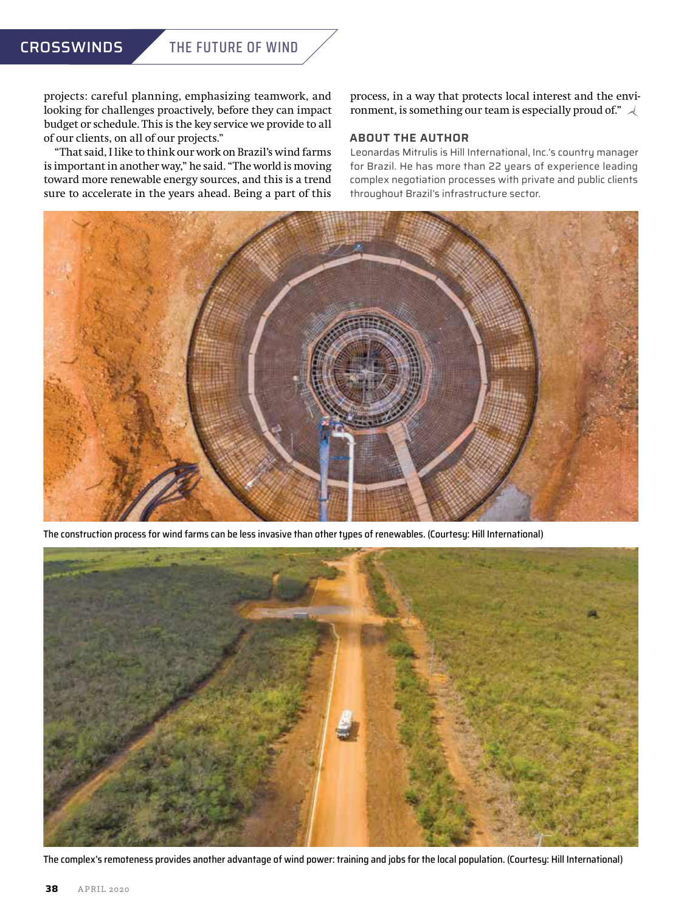projects: careful planning, emphasizing teamwork, and looking for challenges proactively, before they can impact budget or schedule. This is the key service we provide to all of our clients, on all of our projects."

"That said, I like to think our work on Brazil's wind farms is important in another way," he said. "The world is moving toward more renewable energy sources, and this is a trend sure to accelerate in the years ahead. Being a part of this process, in a way that protects local interest and the environment, is something our team is especially proud of."

### ABOUT THE AUTHOR

Leonardas Mitrulis is Hill International, Inc.'s country manager for Brazil. He has more than 22 years of experience leading complex negotiation processes with private and public clients throughout Brazil's infrastructure sector.

The construction process for wind farms can be less invasive than other types of renewables. (Courtesy: Hill International)

The complex's remoteness provides another advantage of wind power: training and jobs for the local population. (Courtesy: Hill International)